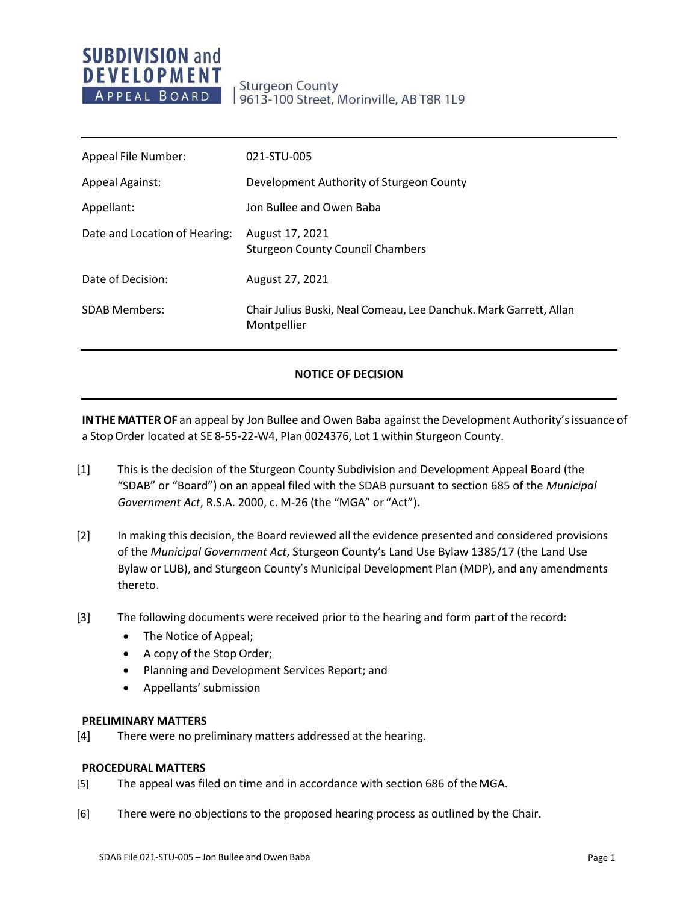**SUBDIVISION and DEVELOPMENT APPEAL BOARD**

Sturgeon County
9613-100 Street, Morinville, AB T8R 1L9

| | |
|---|---|
| Appeal File Number: | 021-STU-005 |
| Appeal Against: | Development Authority of Sturgeon County |
| Appellant: | Jon Bullee and Owen Baba |
| Date and Location of Hearing: | August 17, 2021<br>Sturgeon County Council Chambers |
| Date of Decision: | August 27, 2021 |
| SDAB Members: | Chair Julius Buski, Neal Comeau, Lee Danchuk. Mark Garrett, Allan Montpellier |

## NOTICE OF DECISION

**IN THE MATTER OF** an appeal by Jon Bullee and Owen Baba against the Development Authority's issuance of a Stop Order located at SE 8-55-22-W4, Plan 0024376, Lot 1 within Sturgeon County.

[1] This is the decision of the Sturgeon County Subdivision and Development Appeal Board (the "SDAB" or "Board") on an appeal filed with the SDAB pursuant to section 685 of the *Municipal Government Act*, R.S.A. 2000, c. M-26 (the "MGA" or "Act").

[2] In making this decision, the Board reviewed all the evidence presented and considered provisions of the *Municipal Government Act*, Sturgeon County's Land Use Bylaw 1385/17 (the Land Use Bylaw or LUB), and Sturgeon County's Municipal Development Plan (MDP), and any amendments thereto.

[3] The following documents were received prior to the hearing and form part of the record:

- The Notice of Appeal;
- A copy of the Stop Order;
- Planning and Development Services Report; and
- Appellants' submission

**PRELIMINARY MATTERS**

[4] There were no preliminary matters addressed at the hearing.

**PROCEDURAL MATTERS**

[5] The appeal was filed on time and in accordance with section 686 of the MGA.

[6] There were no objections to the proposed hearing process as outlined by the Chair.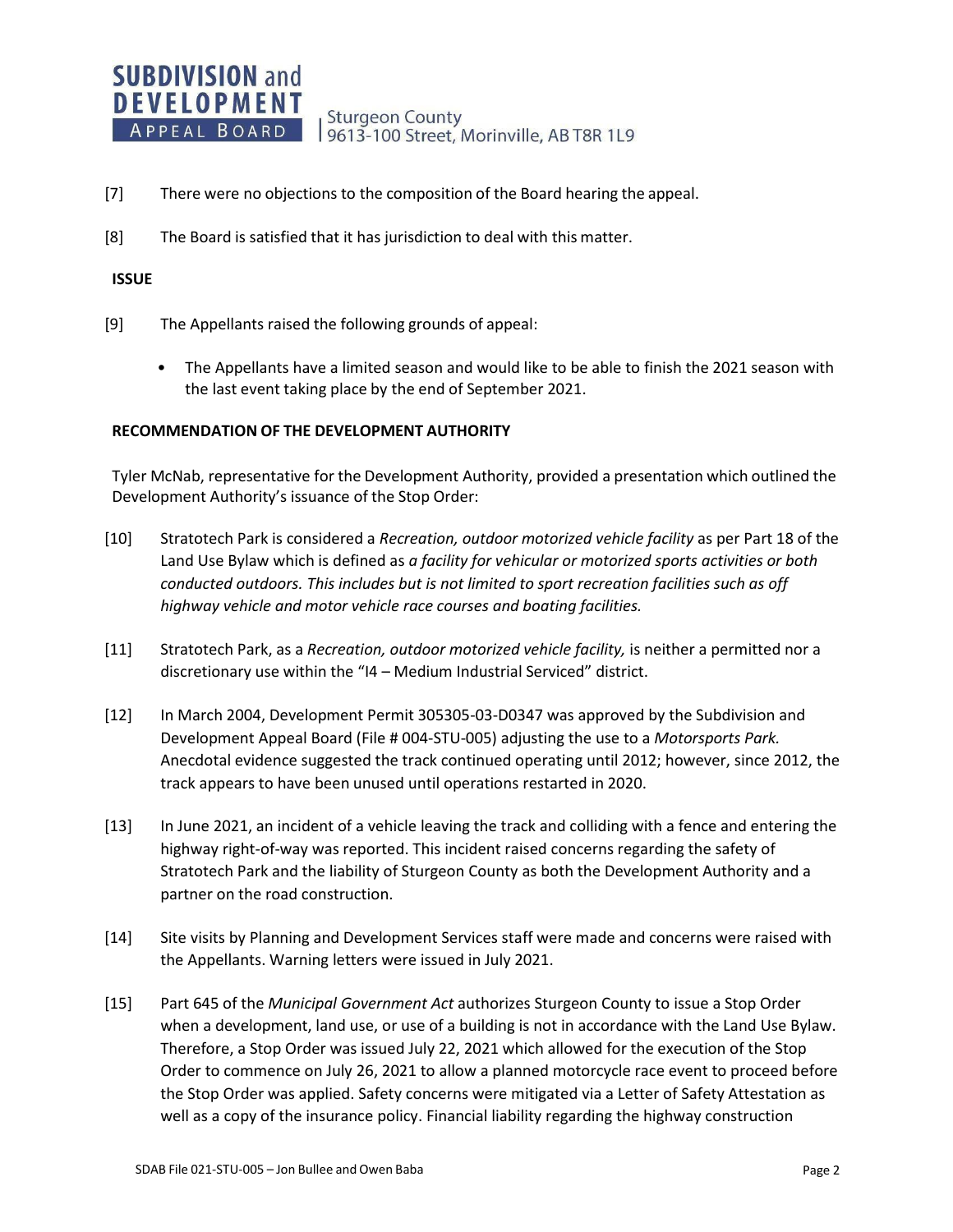[7] There were no objections to the composition of the Board hearing the appeal.

[8] The Board is satisfied that it has jurisdiction to deal with this matter.

**ISSUE**

[9] The Appellants raised the following grounds of appeal:

- The Appellants have a limited season and would like to be able to finish the 2021 season with the last event taking place by the end of September 2021.

**RECOMMENDATION OF THE DEVELOPMENT AUTHORITY**

Tyler McNab, representative for the Development Authority, provided a presentation which outlined the Development Authority's issuance of the Stop Order:

[10] Stratotech Park is considered a *Recreation, outdoor motorized vehicle facility* as per Part 18 of the Land Use Bylaw which is defined as *a facility for vehicular or motorized sports activities or both conducted outdoors. This includes but is not limited to sport recreation facilities such as off highway vehicle and motor vehicle race courses and boating facilities.*

[11] Stratotech Park, as a *Recreation, outdoor motorized vehicle facility,* is neither a permitted nor a discretionary use within the "I4 – Medium Industrial Serviced" district.

[12] In March 2004, Development Permit 305305-03-D0347 was approved by the Subdivision and Development Appeal Board (File # 004-STU-005) adjusting the use to a *Motorsports Park.* Anecdotal evidence suggested the track continued operating until 2012; however, since 2012, the track appears to have been unused until operations restarted in 2020.

[13] In June 2021, an incident of a vehicle leaving the track and colliding with a fence and entering the highway right-of-way was reported. This incident raised concerns regarding the safety of Stratotech Park and the liability of Sturgeon County as both the Development Authority and a partner on the road construction.

[14] Site visits by Planning and Development Services staff were made and concerns were raised with the Appellants. Warning letters were issued in July 2021.

[15] Part 645 of the *Municipal Government Act* authorizes Sturgeon County to issue a Stop Order when a development, land use, or use of a building is not in accordance with the Land Use Bylaw. Therefore, a Stop Order was issued July 22, 2021 which allowed for the execution of the Stop Order to commence on July 26, 2021 to allow a planned motorcycle race event to proceed before the Stop Order was applied. Safety concerns were mitigated via a Letter of Safety Attestation as well as a copy of the insurance policy. Financial liability regarding the highway construction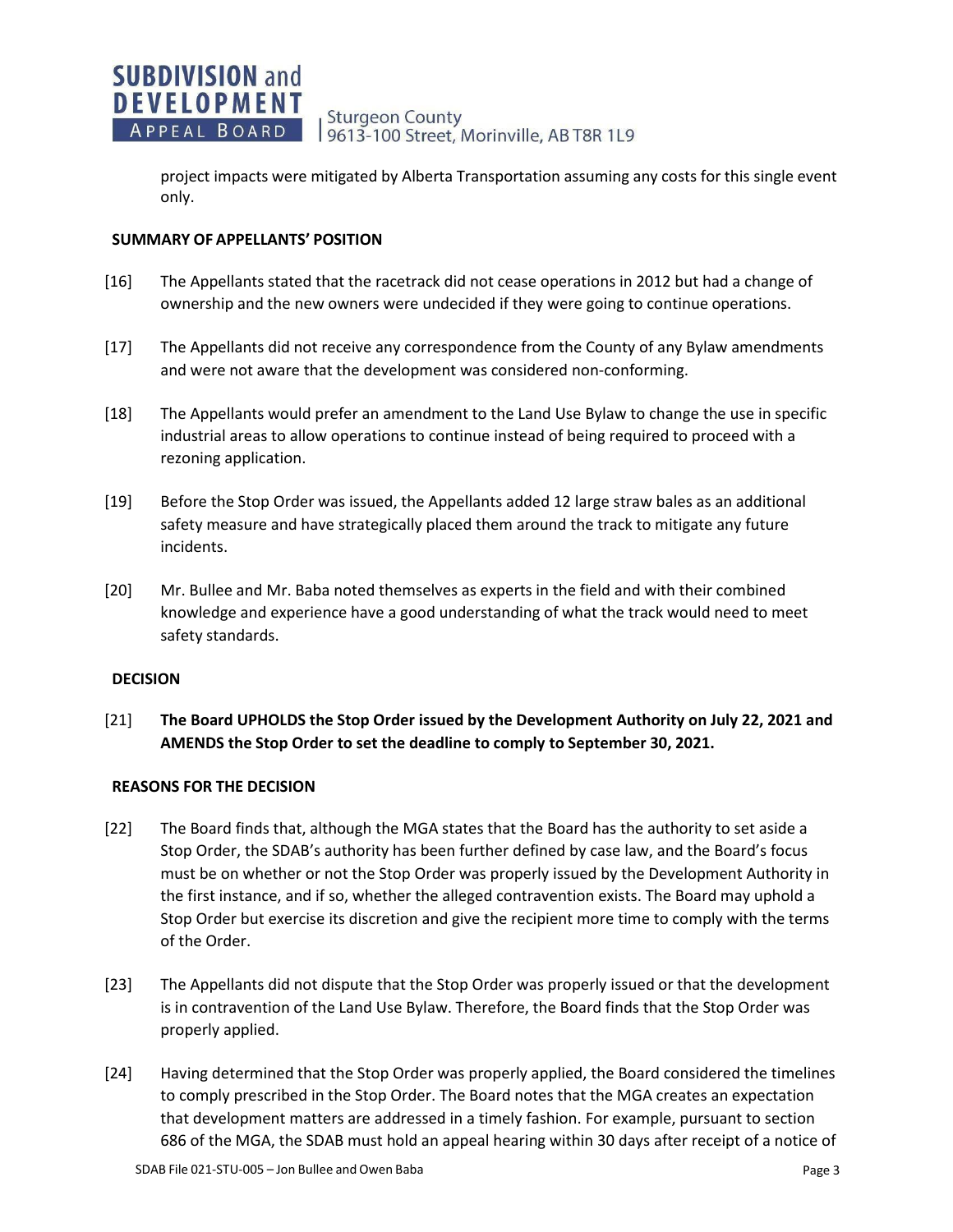project impacts were mitigated by Alberta Transportation assuming any costs for this single event only.

## SUMMARY OF APPELLANTS' POSITION

[16] The Appellants stated that the racetrack did not cease operations in 2012 but had a change of ownership and the new owners were undecided if they were going to continue operations.

[17] The Appellants did not receive any correspondence from the County of any Bylaw amendments and were not aware that the development was considered non-conforming.

[18] The Appellants would prefer an amendment to the Land Use Bylaw to change the use in specific industrial areas to allow operations to continue instead of being required to proceed with a rezoning application.

[19] Before the Stop Order was issued, the Appellants added 12 large straw bales as an additional safety measure and have strategically placed them around the track to mitigate any future incidents.

[20] Mr. Bullee and Mr. Baba noted themselves as experts in the field and with their combined knowledge and experience have a good understanding of what the track would need to meet safety standards.

## DECISION

[21] **The Board UPHOLDS the Stop Order issued by the Development Authority on July 22, 2021 and AMENDS the Stop Order to set the deadline to comply to September 30, 2021.**

## REASONS FOR THE DECISION

[22] The Board finds that, although the MGA states that the Board has the authority to set aside a Stop Order, the SDAB's authority has been further defined by case law, and the Board's focus must be on whether or not the Stop Order was properly issued by the Development Authority in the first instance, and if so, whether the alleged contravention exists. The Board may uphold a Stop Order but exercise its discretion and give the recipient more time to comply with the terms of the Order.

[23] The Appellants did not dispute that the Stop Order was properly issued or that the development is in contravention of the Land Use Bylaw. Therefore, the Board finds that the Stop Order was properly applied.

[24] Having determined that the Stop Order was properly applied, the Board considered the timelines to comply prescribed in the Stop Order. The Board notes that the MGA creates an expectation that development matters are addressed in a timely fashion. For example, pursuant to section 686 of the MGA, the SDAB must hold an appeal hearing within 30 days after receipt of a notice of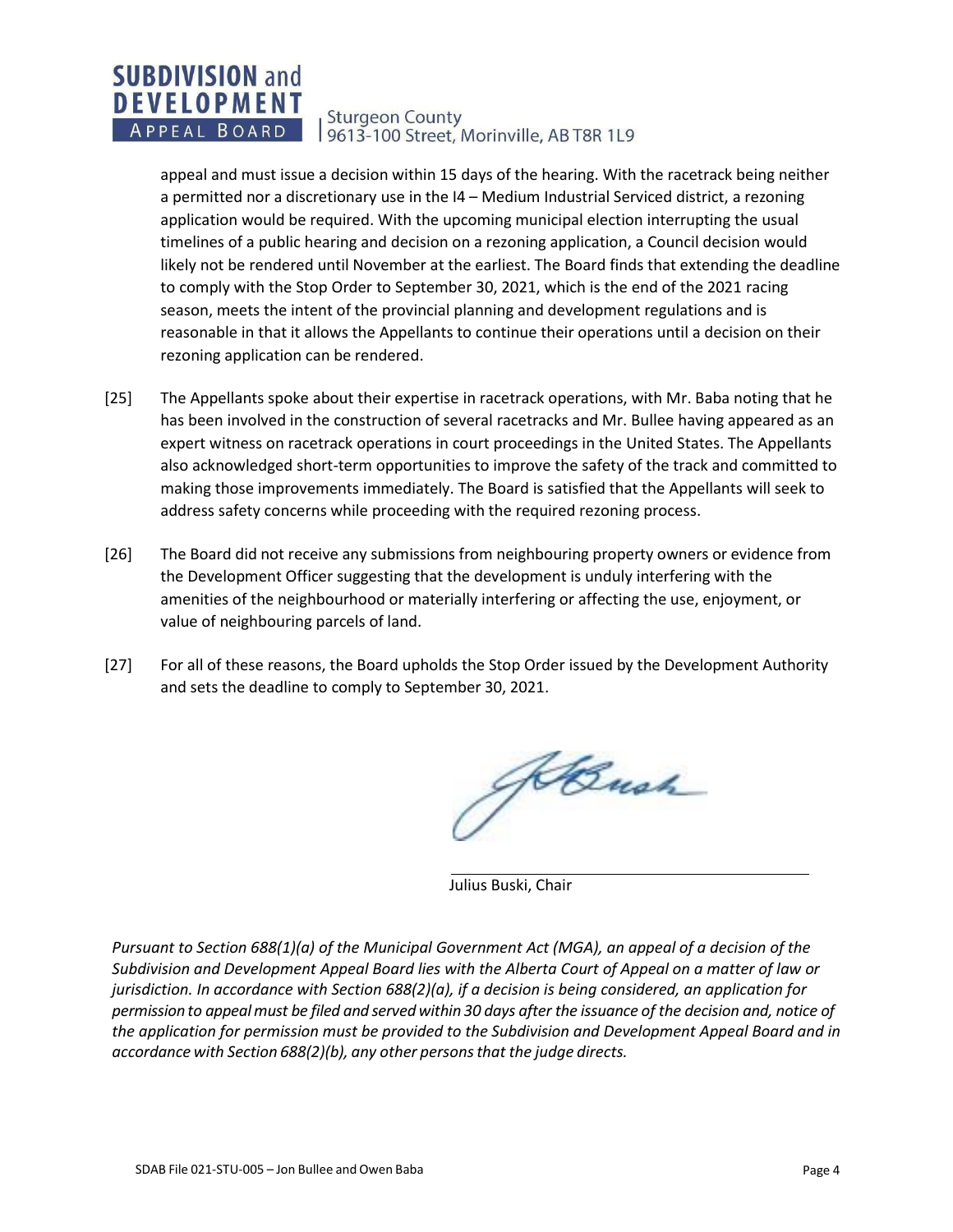appeal and must issue a decision within 15 days of the hearing. With the racetrack being neither a permitted nor a discretionary use in the I4 – Medium Industrial Serviced district, a rezoning application would be required. With the upcoming municipal election interrupting the usual timelines of a public hearing and decision on a rezoning application, a Council decision would likely not be rendered until November at the earliest. The Board finds that extending the deadline to comply with the Stop Order to September 30, 2021, which is the end of the 2021 racing season, meets the intent of the provincial planning and development regulations and is reasonable in that it allows the Appellants to continue their operations until a decision on their rezoning application can be rendered.

[25] The Appellants spoke about their expertise in racetrack operations, with Mr. Baba noting that he has been involved in the construction of several racetracks and Mr. Bullee having appeared as an expert witness on racetrack operations in court proceedings in the United States. The Appellants also acknowledged short-term opportunities to improve the safety of the track and committed to making those improvements immediately. The Board is satisfied that the Appellants will seek to address safety concerns while proceeding with the required rezoning process.

[26] The Board did not receive any submissions from neighbouring property owners or evidence from the Development Officer suggesting that the development is unduly interfering with the amenities of the neighbourhood or materially interfering or affecting the use, enjoyment, or value of neighbouring parcels of land.

[27] For all of these reasons, the Board upholds the Stop Order issued by the Development Authority and sets the deadline to comply to September 30, 2021.

Julius Buski, Chair

*Pursuant to Section 688(1)(a) of the Municipal Government Act (MGA), an appeal of a decision of the Subdivision and Development Appeal Board lies with the Alberta Court of Appeal on a matter of law or jurisdiction. In accordance with Section 688(2)(a), if a decision is being considered, an application for permission to appeal must be filed and served within 30 days after the issuance of the decision and, notice of the application for permission must be provided to the Subdivision and Development Appeal Board and in accordance with Section 688(2)(b), any other persons that the judge directs.*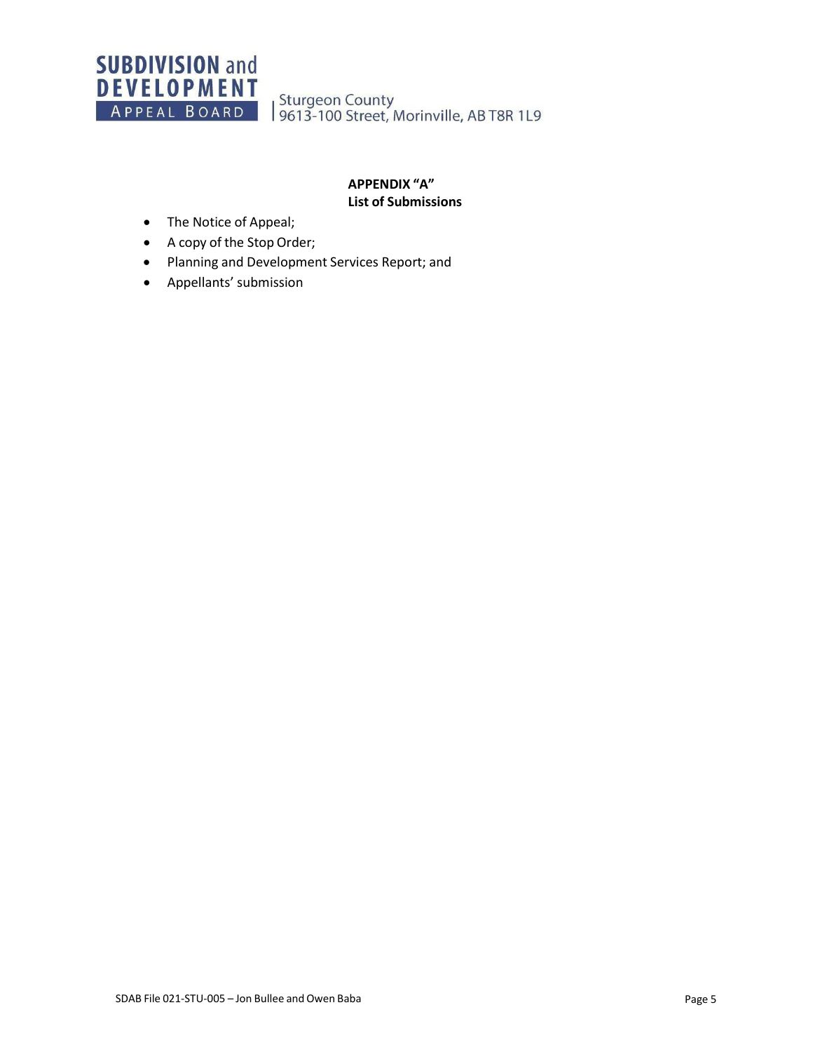**APPENDIX "A"**
**List of Submissions**

- The Notice of Appeal;
- A copy of the Stop Order;
- Planning and Development Services Report; and
- Appellants' submission